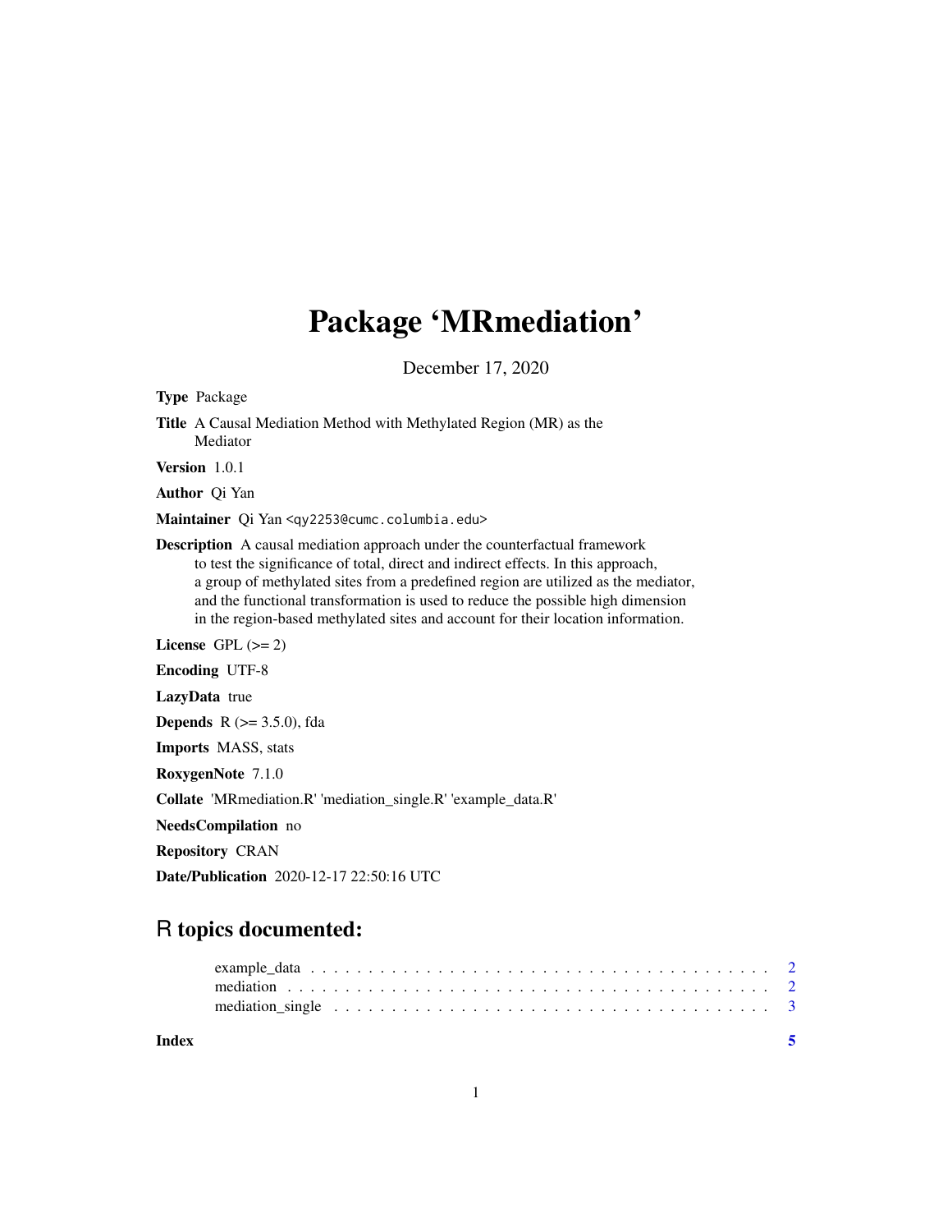# Package 'MRmediation'

December 17, 2020

**Type** Package

**Title** A Causal Mediation Method with Methylated Region (MR) as the Mediator

**Version** 1.0.1

**Author** Qi Yan

**Maintainer** Qi Yan <qy2253@cumc.columbia.edu>

**Description** A causal mediation approach under the counterfactual framework to test the significance of total, direct and indirect effects. In this approach, a group of methylated sites from a predefined region are utilized as the mediator, and the functional transformation is used to reduce the possible high dimension in the region-based methylated sites and account for their location information.

**License** GPL (>= 2)

**Encoding** UTF-8

**LazyData** true

**Depends** R (>= 3.5.0), fda

**Imports** MASS, stats

**RoxygenNote** 7.1.0

**Collate** 'MRmediation.R' 'mediation_single.R' 'example_data.R'

**NeedsCompilation** no

**Repository** CRAN

**Date/Publication** 2020-12-17 22:50:16 UTC

## R topics documented:

- example_data . . . . . . . . . . . . . . . . . . . . . . . . . . . . . . . . . . . . . . . . . 2
- mediation . . . . . . . . . . . . . . . . . . . . . . . . . . . . . . . . . . . . . . . . . . . 2
- mediation_single . . . . . . . . . . . . . . . . . . . . . . . . . . . . . . . . . . . . . . . 3

**Index** 5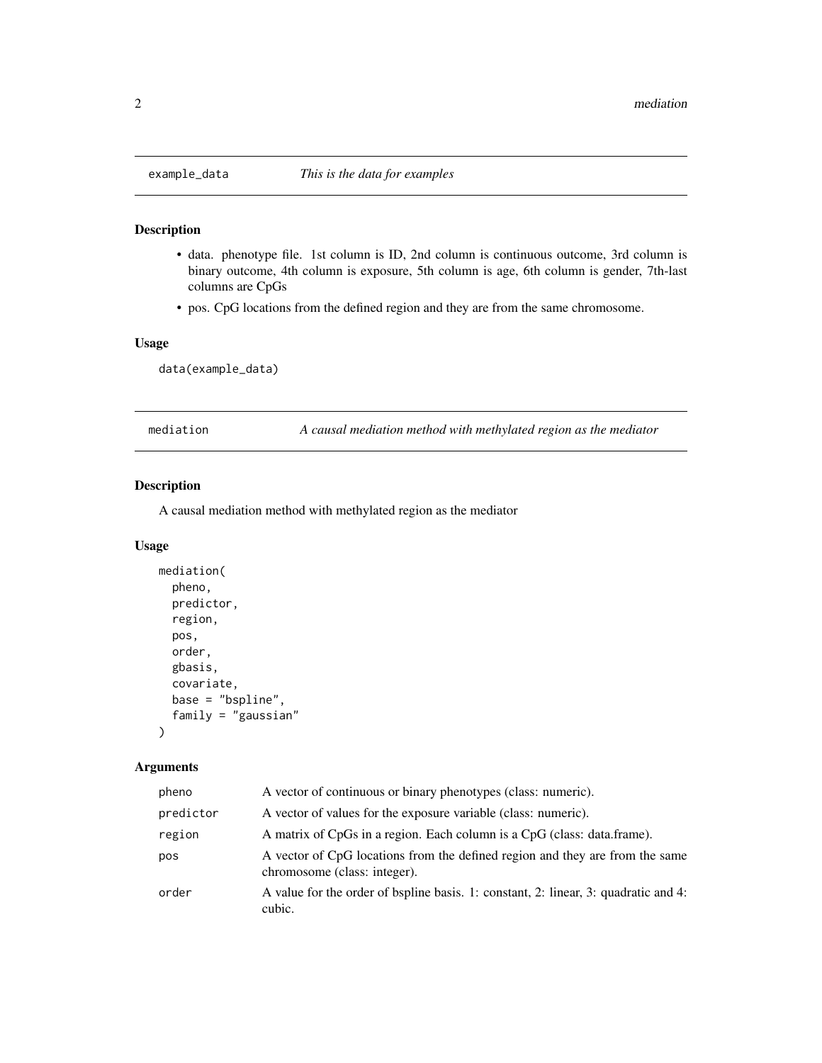## example_data — *This is the data for examples*

### Description

- data. phenotype file. 1st column is ID, 2nd column is continuous outcome, 3rd column is binary outcome, 4th column is exposure, 5th column is age, 6th column is gender, 7th-last columns are CpGs
- pos. CpG locations from the defined region and they are from the same chromosome.

### Usage

```
data(example_data)
```

## mediation — *A causal mediation method with methylated region as the mediator*

### Description

A causal mediation method with methylated region as the mediator

### Usage

```
mediation(
  pheno,
  predictor,
  region,
  pos,
  order,
  gbasis,
  covariate,
  base = "bspline",
  family = "gaussian"
)
```

### Arguments

| | |
|---|---|
| pheno | A vector of continuous or binary phenotypes (class: numeric). |
| predictor | A vector of values for the exposure variable (class: numeric). |
| region | A matrix of CpGs in a region. Each column is a CpG (class: data.frame). |
| pos | A vector of CpG locations from the defined region and they are from the same chromosome (class: integer). |
| order | A value for the order of bspline basis. 1: constant, 2: linear, 3: quadratic and 4: cubic. |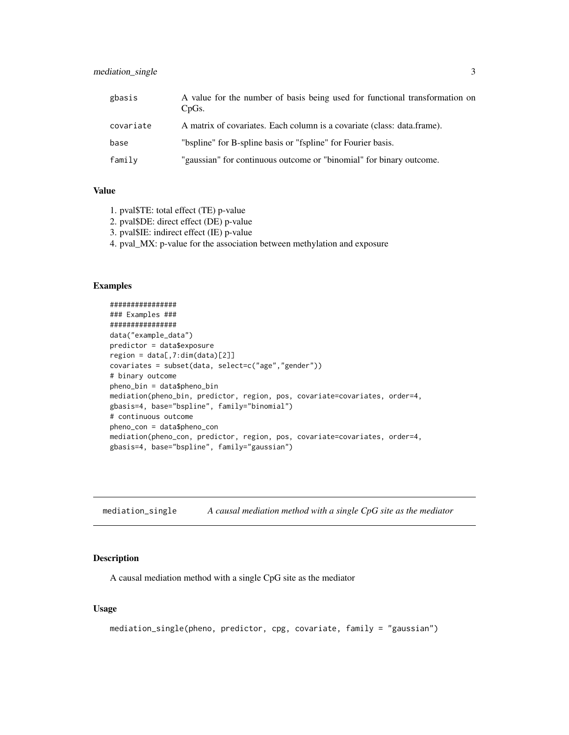| | |
|---|---|
| gbasis | A value for the number of basis being used for functional transformation on CpGs. |
| covariate | A matrix of covariates. Each column is a covariate (class: data.frame). |
| base | "bspline" for B-spline basis or "fspline" for Fourier basis. |
| family | "gaussian" for continuous outcome or "binomial" for binary outcome. |

### Value

1. pval$TE: total effect (TE) p-value
2. pval$DE: direct effect (DE) p-value
3. pval$IE: indirect effect (IE) p-value
4. pval_MX: p-value for the association between methylation and exposure

### Examples

```
################
### Examples ###
################
data("example_data")
predictor = data$exposure
region = data[,7:dim(data)[2]]
covariates = subset(data, select=c("age","gender"))
# binary outcome
pheno_bin = data$pheno_bin
mediation(pheno_bin, predictor, region, pos, covariate=covariates, order=4,
gbasis=4, base="bspline", family="binomial")
# continuous outcome
pheno_con = data$pheno_con
mediation(pheno_con, predictor, region, pos, covariate=covariates, order=4,
gbasis=4, base="bspline", family="gaussian")
```

---

## mediation_single *A causal mediation method with a single CpG site as the mediator*

---

### Description

A causal mediation method with a single CpG site as the mediator

### Usage

```
mediation_single(pheno, predictor, cpg, covariate, family = "gaussian")
```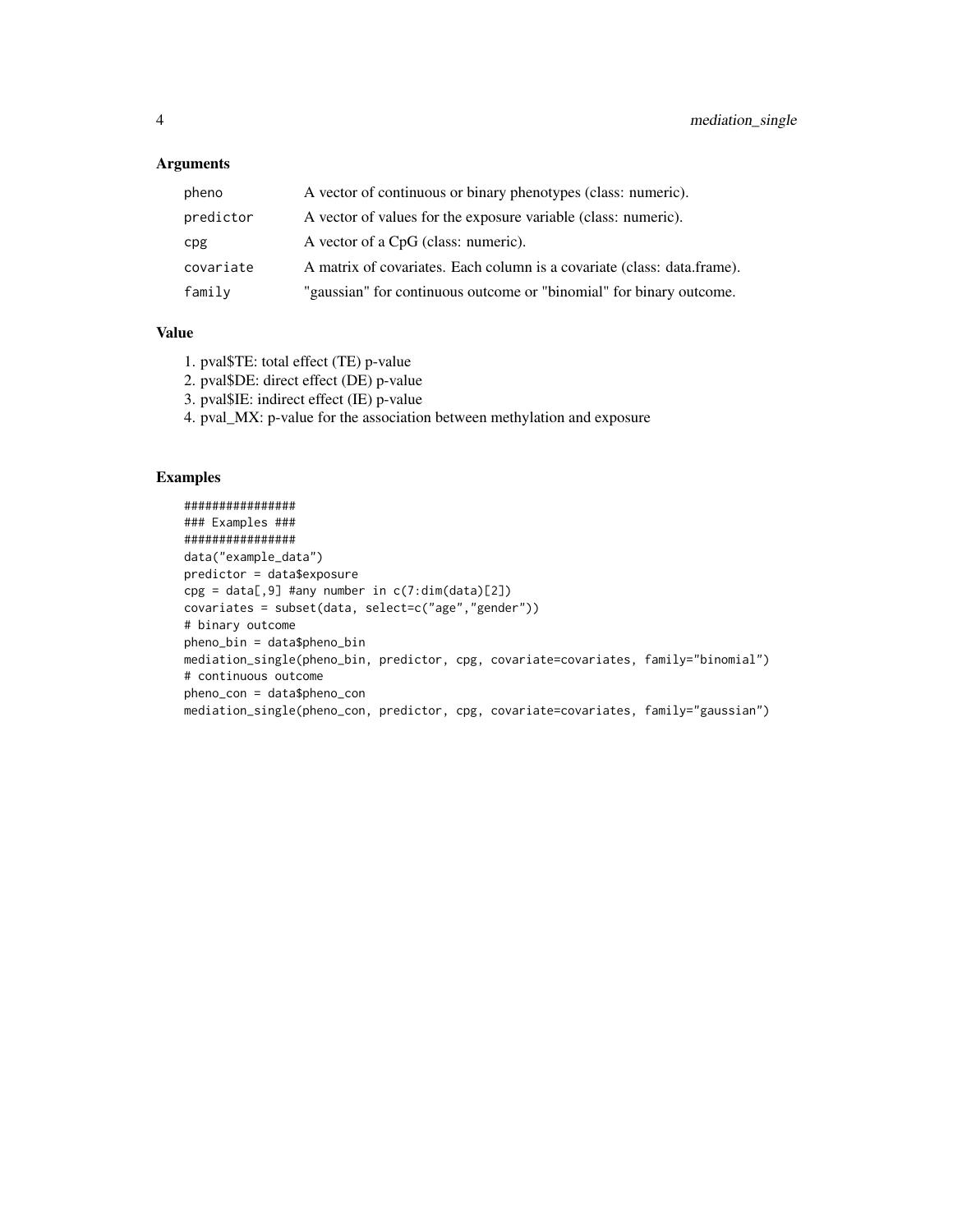### Arguments

| | |
|---|---|
| `pheno` | A vector of continuous or binary phenotypes (class: numeric). |
| `predictor` | A vector of values for the exposure variable (class: numeric). |
| `cpg` | A vector of a CpG (class: numeric). |
| `covariate` | A matrix of covariates. Each column is a covariate (class: data.frame). |
| `family` | "gaussian" for continuous outcome or "binomial" for binary outcome. |

### Value

1. pval$TE: total effect (TE) p-value
2. pval$DE: direct effect (DE) p-value
3. pval$IE: indirect effect (IE) p-value
4. pval_MX: p-value for the association between methylation and exposure

### Examples

```
################
### Examples ###
################
data("example_data")
predictor = data$exposure
cpg = data[,9] #any number in c(7:dim(data)[2])
covariates = subset(data, select=c("age","gender"))
# binary outcome
pheno_bin = data$pheno_bin
mediation_single(pheno_bin, predictor, cpg, covariate=covariates, family="binomial")
# continuous outcome
pheno_con = data$pheno_con
mediation_single(pheno_con, predictor, cpg, covariate=covariates, family="gaussian")
```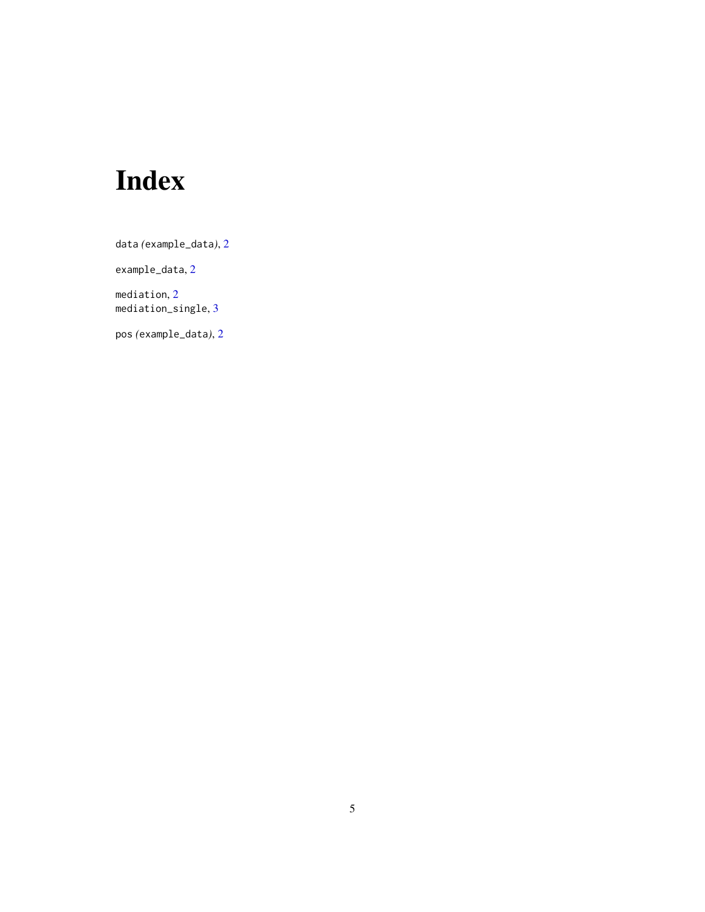# Index

data (example_data), 2

example_data, 2

mediation, 2
mediation_single, 3

pos (example_data), 2